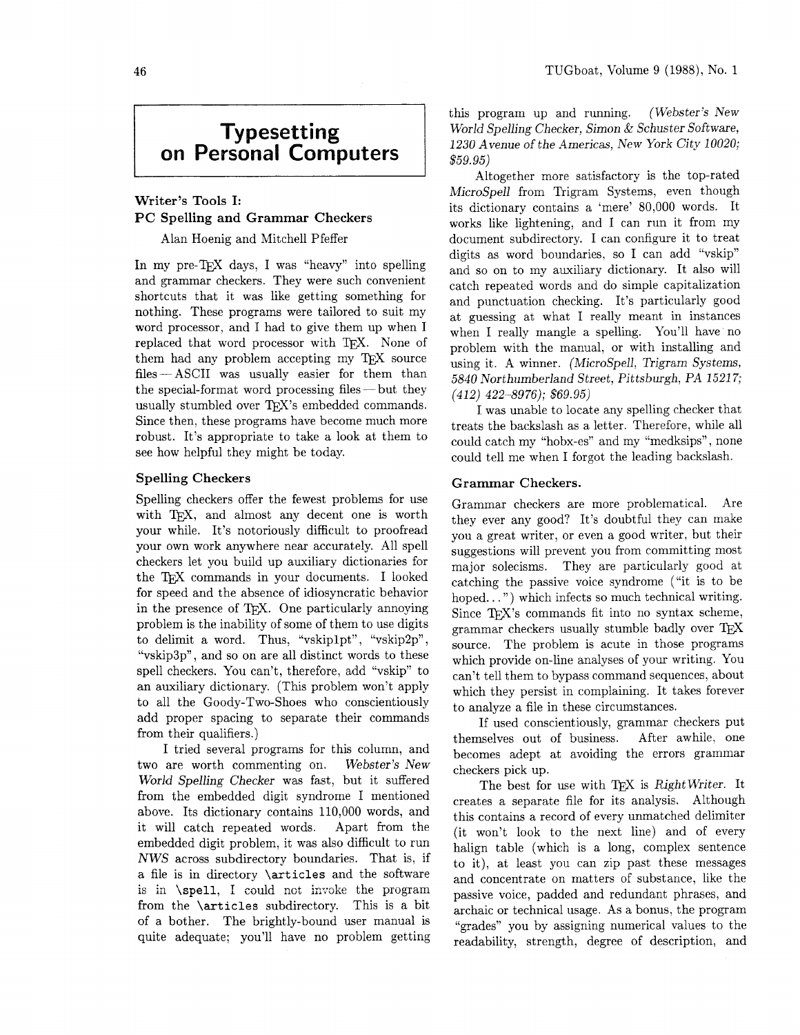# Typesetting on Personal Computers

## Writer's Tools I: PC Spelling and Grammar Checkers

Alan Hoenig and Mitchell Pfeffer

In my pre-TEX days, I was "heavy" into spelling and grammar checkers. They were such convenient shortcuts that it was like getting something for nothing. These programs were tailored to suit my word processor, and I had to give them up when I replaced that word processor with TEX. None of them had any problem accepting my TEX source files — ASCII was usually easier for them than the special-format word processing files — but they usually stumbled over TEX's embedded commands. Since then, these programs have become much more robust. It's appropriate to take a look at them to see how helpful they might be today.

### Spelling Checkers

Spelling checkers offer the fewest problems for use with TEX, and almost any decent one is worth your while. It's notoriously difficult to proofread your own work anywhere near accurately. All spell checkers let you build up auxiliary dictionaries for the TEX commands in your documents. I looked for speed and the absence of idiosyncratic behavior in the presence of TEX. One particularly annoying problem is the inability of some of them to use digits to delimit a word. Thus, "vskip1pt", "vskip2p", "vskip3p", and so on are all distinct words to these spell checkers. You can't, therefore, add "vskip" to an auxiliary dictionary. (This problem won't apply to all the Goody-Two-Shoes who conscientiously add proper spacing to separate their commands from their qualifiers.)

I tried several programs for this column, and two are worth commenting on. *Webster's New World Spelling Checker* was fast, but it suffered from the embedded digit syndrome I mentioned above. Its dictionary contains 110,000 words, and it will catch repeated words. Apart from the embedded digit problem, it was also difficult to run *NWS* across subdirectory boundaries. That is, if a file is in directory `\articles` and the software is in `\spell`, I could not invoke the program from the `\articles` subdirectory. This is a bit of a bother. The brightly-bound user manual is quite adequate; you'll have no problem getting this program up and running. *(Webster's New World Spelling Checker, Simon & Schuster Software, 1230 Avenue of the Americas, New York City 10020; $59.95)*

Altogether more satisfactory is the top-rated *MicroSpell* from Trigram Systems, even though its dictionary contains a 'mere' 80,000 words. It works like lightening, and I can run it from my document subdirectory. I can configure it to treat digits as word boundaries, so I can add "vskip" and so on to my auxiliary dictionary. It also will catch repeated words and do simple capitalization and punctuation checking. It's particularly good at guessing at what I really meant in instances when I really mangle a spelling. You'll have no problem with the manual, or with installing and using it. A winner. *(MicroSpell, Trigram Systems, 5840 Northumberland Street, Pittsburgh, PA 15217; (412) 422-8976); $69.95)*

I was unable to locate any spelling checker that treats the backslash as a letter. Therefore, while all could catch my "hobx-es" and my "medksips", none could tell me when I forgot the leading backslash.

### Grammar Checkers.

Grammar checkers are more problematical. Are they ever any good? It's doubtful they can make you a great writer, or even a good writer, but their suggestions will prevent you from committing most major solecisms. They are particularly good at catching the passive voice syndrome ("it is to be hoped...") which infects so much technical writing. Since TEX's commands fit into no syntax scheme, grammar checkers usually stumble badly over TEX source. The problem is acute in those programs which provide on-line analyses of your writing. You can't tell them to bypass command sequences, about which they persist in complaining. It takes forever to analyze a file in these circumstances.

If used conscientiously, grammar checkers put themselves out of business. After awhile, one becomes adept at avoiding the errors grammar checkers pick up.

The best for use with TEX is *RightWriter*. It creates a separate file for its analysis. Although this contains a record of every unmatched delimiter (it won't look to the next line) and of every halign table (which is a long, complex sentence to it), at least you can zip past these messages and concentrate on matters of substance, like the passive voice, padded and redundant phrases, and archaic or technical usage. As a bonus, the program "grades" you by assigning numerical values to the readability, strength, degree of description, and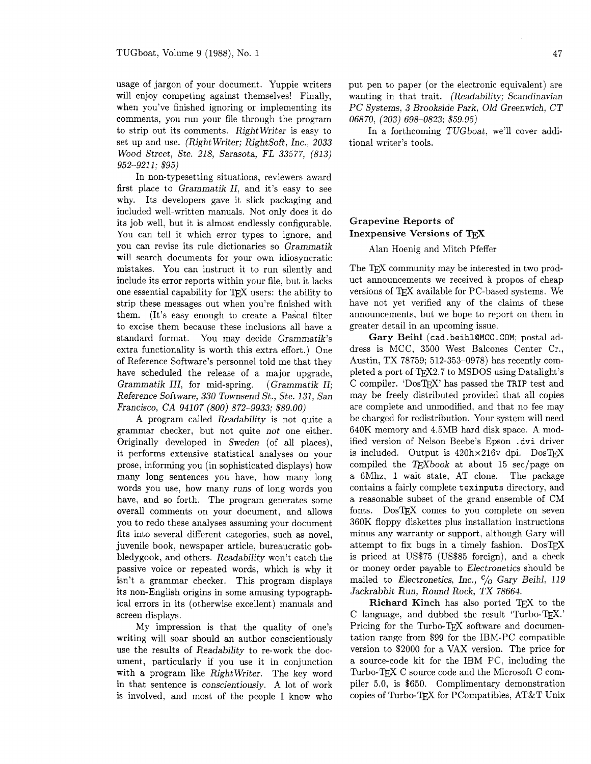usage of jargon of your document. Yuppie writers will enjoy competing against themselves! Finally, when you've finished ignoring or implementing its comments, you run your file through the program to strip out its comments. *RightWriter* is easy to set up and use. *(RightWriter; RightSoft, Inc., 2033 Wood Street, Ste. 218, Sarasota, FL 33577, (813) 952–9211; $95)*

In non-typesetting situations, reviewers award first place to *Grammatik II*, and it's easy to see why. Its developers gave it slick packaging and included well-written manuals. Not only does it do its job well, but it is almost endlessly configurable. You can tell it which error types to ignore, and you can revise its rule dictionaries so *Grammatik* will search documents for your own idiosyncratic mistakes. You can instruct it to run silently and include its error reports within your file, but it lacks one essential capability for TEX users: the ability to strip these messages out when you're finished with them. (It's easy enough to create a Pascal filter to excise them because these inclusions all have a standard format. You may decide *Grammatik*'s extra functionality is worth this extra effort.) One of Reference Software's personnel told me that they have scheduled the release of a major upgrade, *Grammatik III*, for mid-spring. *(Grammatik II; Reference Software, 330 Townsend St., Ste. 131, San Francisco, CA 94107 (800) 872–9933; $89.00)*

A program called *Readability* is not quite a grammar checker, but not quite *not* one either. Originally developed in *Sweden* (of all places), it performs extensive statistical analyses on your prose, informing you (in sophisticated displays) how many long sentences you have, how many long words you use, how many *runs* of long words you have, and so forth. The program generates some overall comments on your document, and allows you to redo these analyses assuming your document fits into several different categories, such as novel, juvenile book, newspaper article, bureaucratic gobbledygook, and others. *Readability* won't catch the passive voice or repeated words, which is why it isn't a grammar checker. This program displays its non-English origins in some amusing typographical errors in its (otherwise excellent) manuals and screen displays.

My impression is that the quality of one's writing will soar should an author conscientiously use the results of *Readability* to re-work the document, particularly if you use it in conjunction with a program like *RightWriter*. The key word in that sentence is *conscientiously*. A lot of work is involved, and most of the people I know who put pen to paper (or the electronic equivalent) are wanting in that trait. *(Readability; Scandinavian PC Systems, 3 Brookside Park, Old Greenwich, CT 06870, (203) 698–0823; $59.95)*

In a forthcoming *TUGboat*, we'll cover additional writer's tools.

## Grapevine Reports of Inexpensive Versions of TEX

Alan Hoenig and Mitch Pfeffer

The TEX community may be interested in two product announcements we received à propos of cheap versions of TEX available for PC-based systems. We have not yet verified any of the claims of these announcements, but we hope to report on them in greater detail in an upcoming issue.

**Gary Beihl** (`cad.beihl@MCC.COM`; postal address is MCC, 3500 West Balcones Center Cr., Austin, TX 78759; 512-353-0978) has recently completed a port of TEX2.7 to MSDOS using Datalight's C compiler. 'DosTEX' has passed the `TRIP` test and may be freely distributed provided that all copies are complete and unmodified, and that no fee may be charged for redistribution. Your system will need 640K memory and 4.5MB hard disk space. A modified version of Nelson Beebe's Epson `.dvi` driver is included. Output is 420h×216v dpi. DosTEX compiled the *TEXbook* at about 15 sec/page on a 6Mhz, 1 wait state, AT clone. The package contains a fairly complete `texinputs` directory, and a reasonable subset of the grand ensemble of CM fonts. DosTEX comes to you complete on seven 360K floppy diskettes plus installation instructions minus any warranty or support, although Gary will attempt to fix bugs in a timely fashion. DosTEX is priced at US$75 (US$85 foreign), and a check or money order payable to *Electronetics* should be mailed to *Electronetics, Inc., c/o Gary Beihl, 119 Jackrabbit Run, Round Rock, TX 78664.*

**Richard Kinch** has also ported TEX to the C language, and dubbed the result 'Turbo-TEX.' Pricing for the Turbo-TEX software and documentation range from $99 for the IBM-PC compatible version to $2000 for a VAX version. The price for a source-code kit for the IBM PC, including the Turbo-TEX C source code and the Microsoft C compiler 5.0, is $650. Complimentary demonstration copies of Turbo-TEX for PCompatibles, AT&T Unix